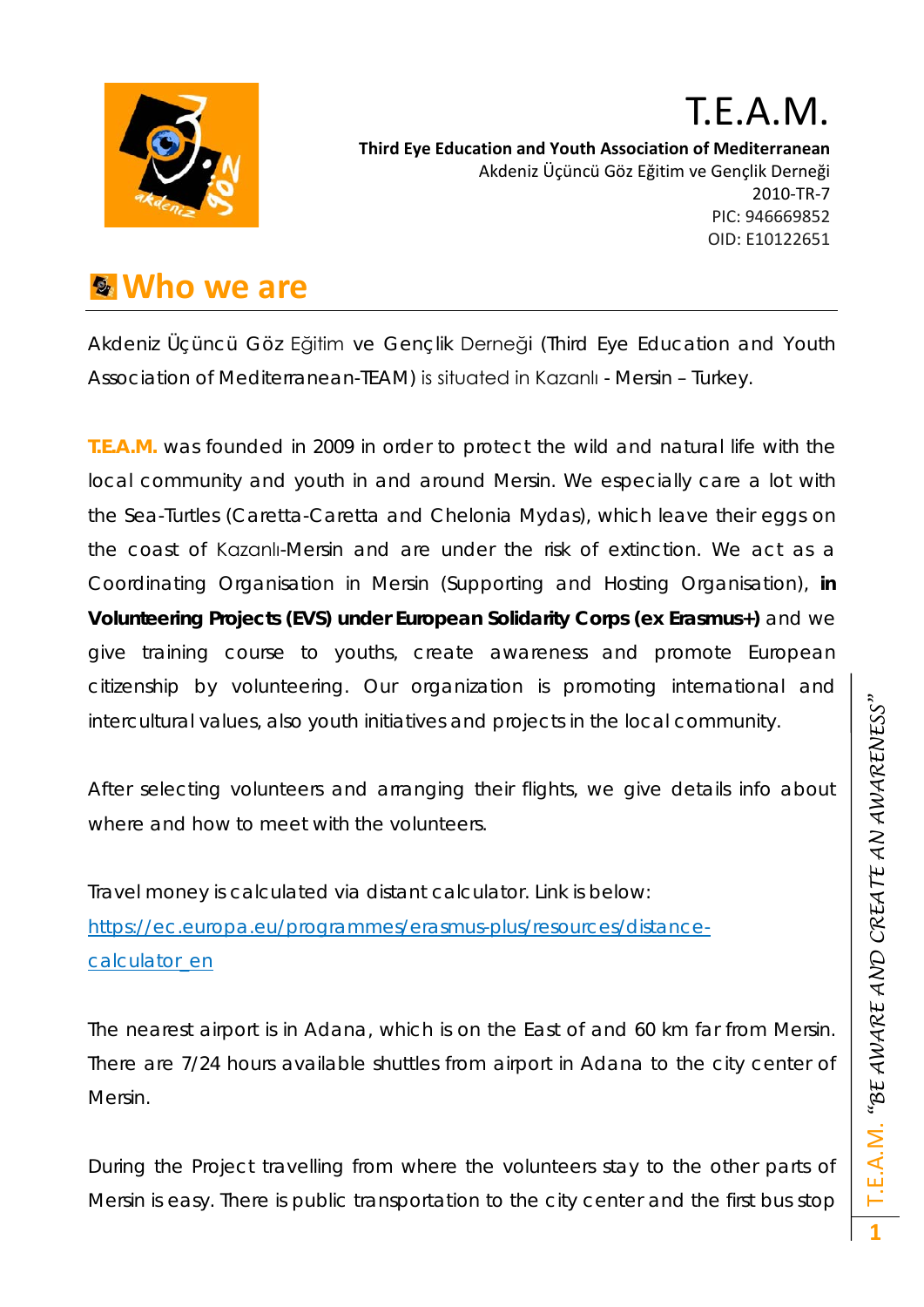# T.E.A.M.

**Third Eye Education and Youth Association of Mediterranean**
Akdeniz Üçüncü Göz Eğitim ve Gençlik Derneği
2010-TR-7
PIC: 946669852
OID: E10122651

## Who we are

Akdeniz Üçüncü Göz Eğitim ve Gençlik Derneği (Third Eye Education and Youth Association of Mediterranean-TEAM) is situated in Kazanlı - Mersin – Turkey.

**T.E.A.M.** was founded in 2009 in order to protect the wild and natural life with the local community and youth in and around Mersin. We especially care a lot with the Sea-Turtles (Caretta-Caretta and Chelonia Mydas), which leave their eggs on the coast of Kazanlı-Mersin and are under the risk of extinction. We act as a Coordinating Organisation in Mersin (Supporting and Hosting Organisation), **in Volunteering Projects (EVS) under European Solidarity Corps (ex Erasmus+)** and we give training course to youths, create awareness and promote European citizenship by volunteering. Our organization is promoting international and intercultural values, also youth initiatives and projects in the local community.

After selecting volunteers and arranging their flights, we give details info about where and how to meet with the volunteers.

Travel money is calculated via distant calculator. Link is below:
[https://ec.europa.eu/programmes/erasmus-plus/resources/distance-calculator_en](https://ec.europa.eu/programmes/erasmus-plus/resources/distance-calculator_en)

The nearest airport is in Adana, which is on the East of and 60 km far from Mersin. There are 7/24 hours available shuttles from airport in Adana to the city center of Mersin.

During the Project travelling from where the volunteers stay to the other parts of Mersin is easy. There is public transportation to the city center and the first bus stop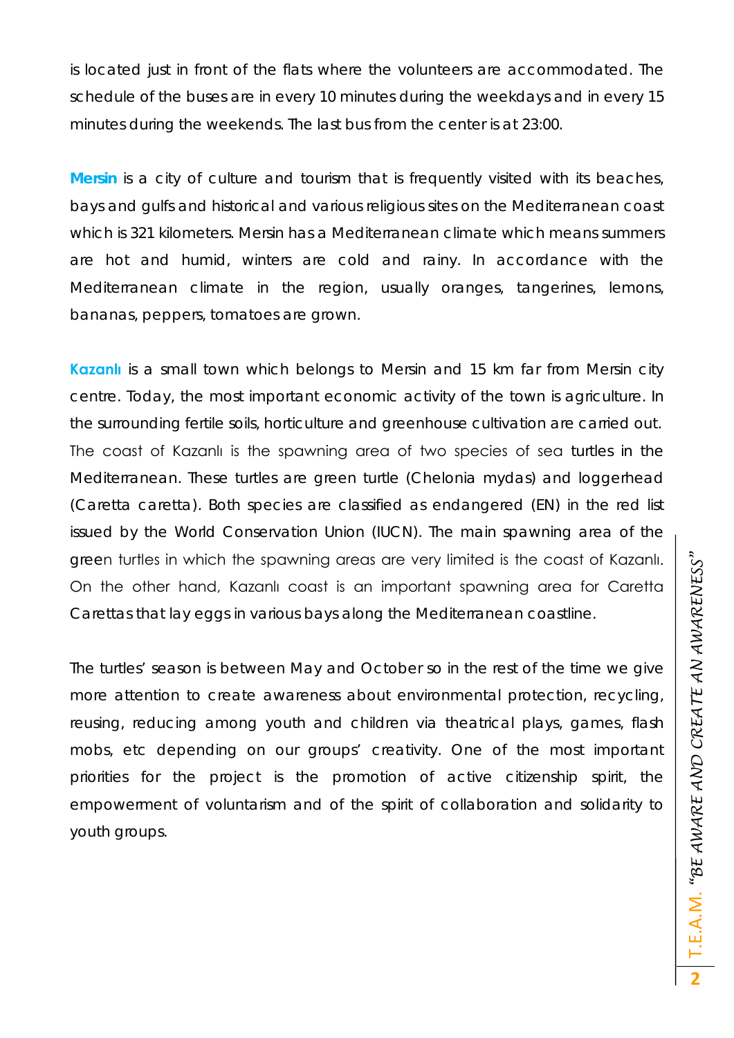is located just in front of the flats where the volunteers are accommodated. The schedule of the buses are in every 10 minutes during the weekdays and in every 15 minutes during the weekends. The last bus from the center is at 23:00.

**Mersin** is a city of culture and tourism that is frequently visited with its beaches, bays and gulfs and historical and various religious sites on the Mediterranean coast which is 321 kilometers. Mersin has a Mediterranean climate which means summers are hot and humid, winters are cold and rainy. In accordance with the Mediterranean climate in the region, usually oranges, tangerines, lemons, bananas, peppers, tomatoes are grown.

**Kazanlı** is a small town which belongs to Mersin and 15 km far from Mersin city centre. Today, the most important economic activity of the town is agriculture. In the surrounding fertile soils, horticulture and greenhouse cultivation are carried out. The coast of Kazanlı is the spawning area of two species of sea turtles in the Mediterranean. These turtles are green turtle (Chelonia mydas) and loggerhead (Caretta caretta). Both species are classified as endangered (EN) in the red list issued by the World Conservation Union (IUCN). The main spawning area of the green turtles in which the spawning areas are very limited is the coast of Kazanlı. On the other hand, Kazanlı coast is an important spawning area for Caretta Carettas that lay eggs in various bays along the Mediterranean coastline.

The turtles' season is between May and October so in the rest of the time we give more attention to create awareness about environmental protection, recycling, reusing, reducing among youth and children via theatrical plays, games, flash mobs, etc depending on our groups' creativity. One of the most important priorities for the project is the promotion of active citizenship spirit, the empowerment of voluntarism and of the spirit of collaboration and solidarity to youth groups.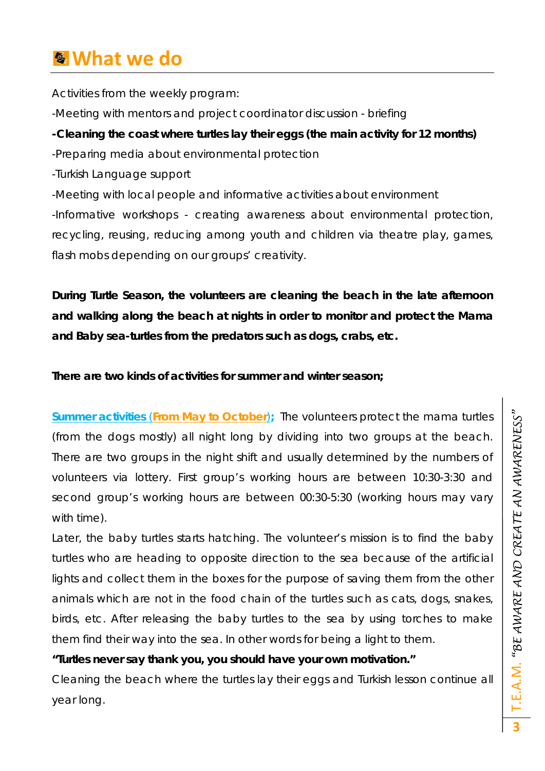# What we do

Activities from the weekly program:

-Meeting with mentors and project coordinator discussion - briefing

**-Cleaning the coast where turtles lay their eggs (the main activity for 12 months)**

-Preparing media about environmental protection

-Turkish Language support

-Meeting with local people and informative activities about environment

-Informative workshops - creating awareness about environmental protection, recycling, reusing, reducing among youth and children via theatre play, games, flash mobs depending on our groups' creativity.

**During Turtle Season, the volunteers are cleaning the beach in the late afternoon and walking along the beach at nights in order to monitor and protect the Mama and Baby sea-turtles from the predators such as dogs, crabs, etc.**

**There are two kinds of activities for summer and winter season;**

**Summer activities (From May to October);** The volunteers protect the mama turtles (from the dogs mostly) all night long by dividing into two groups at the beach. There are two groups in the night shift and usually determined by the numbers of volunteers via lottery. First group's working hours are between 10:30-3:30 and second group's working hours are between 00:30-5:30 (working hours may vary with time).

Later, the baby turtles starts hatching. The volunteer's mission is to find the baby turtles who are heading to opposite direction to the sea because of the artificial lights and collect them in the boxes for the purpose of saving them from the other animals which are not in the food chain of the turtles such as cats, dogs, snakes, birds, etc. After releasing the baby turtles to the sea by using torches to make them find their way into the sea. In other words for being a light to them.

**"Turtles never say thank you, you should have your own motivation."**

Cleaning the beach where the turtles lay their eggs and Turkish lesson continue all year long.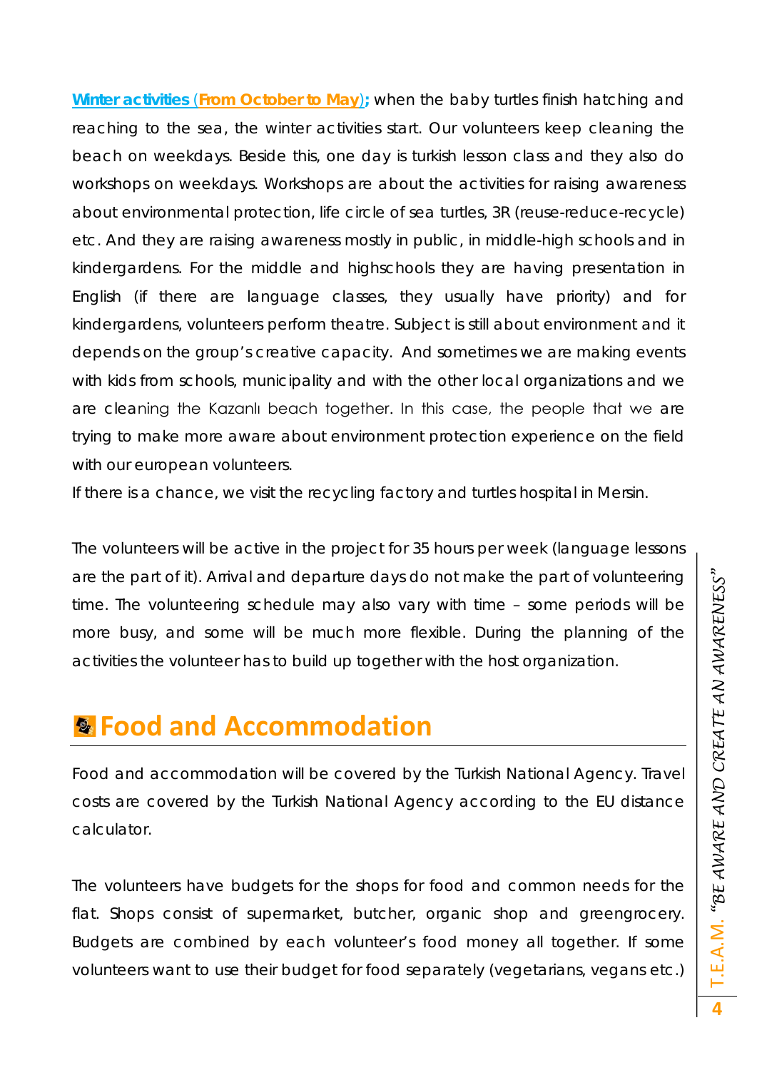**Winter activities (From October to May);** when the baby turtles finish hatching and reaching to the sea, the winter activities start. Our volunteers keep cleaning the beach on weekdays. Beside this, one day is turkish lesson class and they also do workshops on weekdays. Workshops are about the activities for raising awareness about environmental protection, life circle of sea turtles, 3R (reuse-reduce-recycle) etc. And they are raising awareness mostly in public, in middle-high schools and in kindergardens. For the middle and highschools they are having presentation in English (if there are language classes, they usually have priority) and for kindergardens, volunteers perform theatre. Subject is still about environment and it depends on the group's creative capacity. And sometimes we are making events with kids from schools, municipality and with the other local organizations and we are cleaning the Kazanlı beach together. In this case, the people that we are trying to make more aware about environment protection experience on the field with our european volunteers.

If there is a chance, we visit the recycling factory and turtles hospital in Mersin.

The volunteers will be active in the project for 35 hours per week (language lessons are the part of it). Arrival and departure days do not make the part of volunteering time. The volunteering schedule may also vary with time – some periods will be more busy, and some will be much more flexible. During the planning of the activities the volunteer has to build up together with the host organization.

## Food and Accommodation

Food and accommodation will be covered by the Turkish National Agency. Travel costs are covered by the Turkish National Agency according to the EU distance calculator.

The volunteers have budgets for the shops for food and common needs for the flat. Shops consist of supermarket, butcher, organic shop and greengrocery. Budgets are combined by each volunteer's food money all together. If some volunteers want to use their budget for food separately (vegetarians, vegans etc.)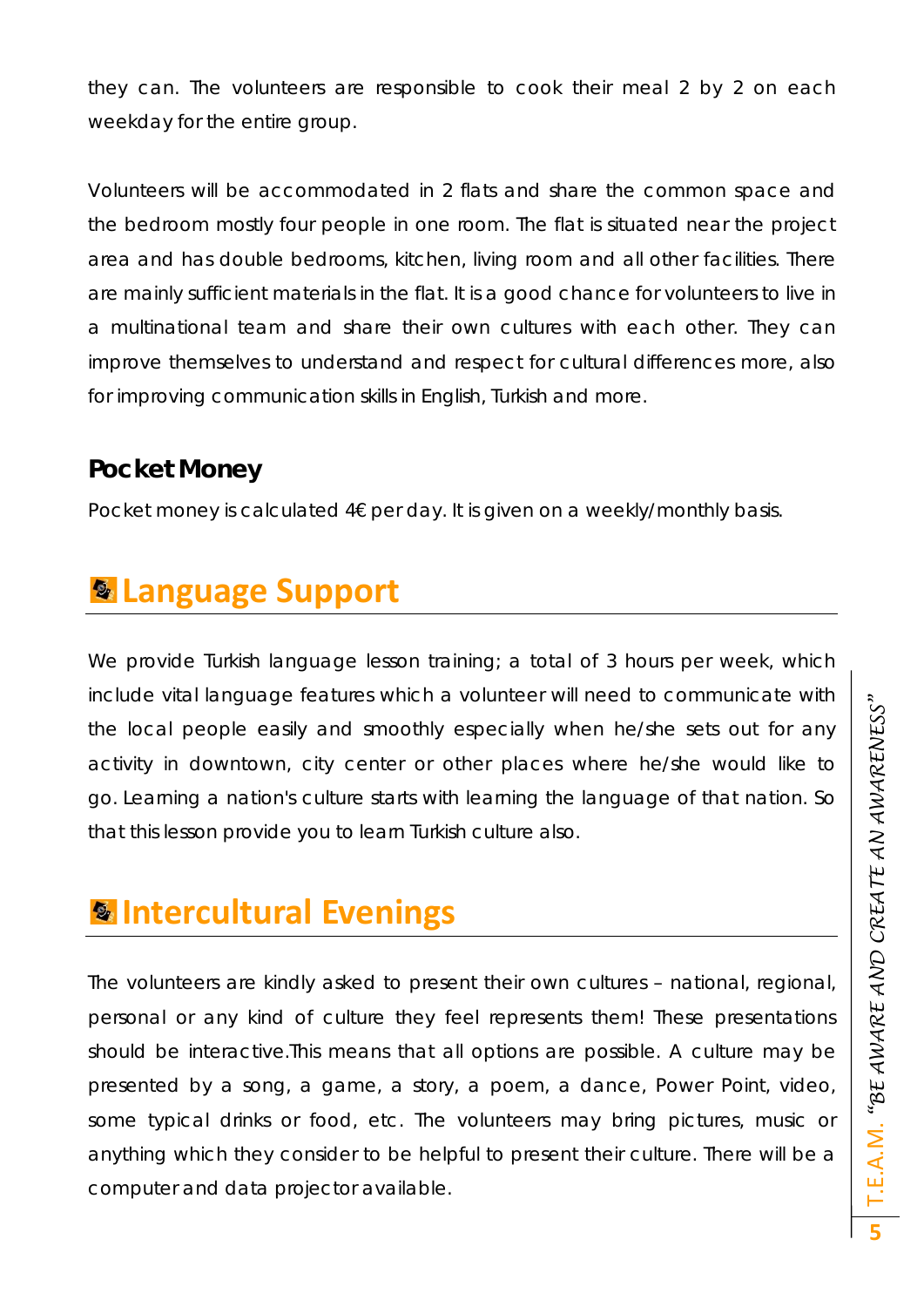they can. The volunteers are responsible to cook their meal 2 by 2 on each weekday for the entire group.

Volunteers will be accommodated in 2 flats and share the common space and the bedroom mostly four people in one room. The flat is situated near the project area and has double bedrooms, kitchen, living room and all other facilities. There are mainly sufficient materials in the flat. It is a good chance for volunteers to live in a multinational team and share their own cultures with each other. They can improve themselves to understand and respect for cultural differences more, also for improving communication skills in English, Turkish and more.

### Pocket Money

Pocket money is calculated 4€ per day. It is given on a weekly/monthly basis.

## Language Support

We provide Turkish language lesson training; a total of 3 hours per week, which include vital language features which a volunteer will need to communicate with the local people easily and smoothly especially when he/she sets out for any activity in downtown, city center or other places where he/she would like to go. Learning a nation's culture starts with learning the language of that nation. So that this lesson provide you to learn Turkish culture also.

## Intercultural Evenings

The volunteers are kindly asked to present their own cultures – national, regional, personal or any kind of culture they feel represents them! These presentations should be interactive.This means that all options are possible. A culture may be presented by a song, a game, a story, a poem, a dance, Power Point, video, some typical drinks or food, etc. The volunteers may bring pictures, music or anything which they consider to be helpful to present their culture. There will be a computer and data projector available.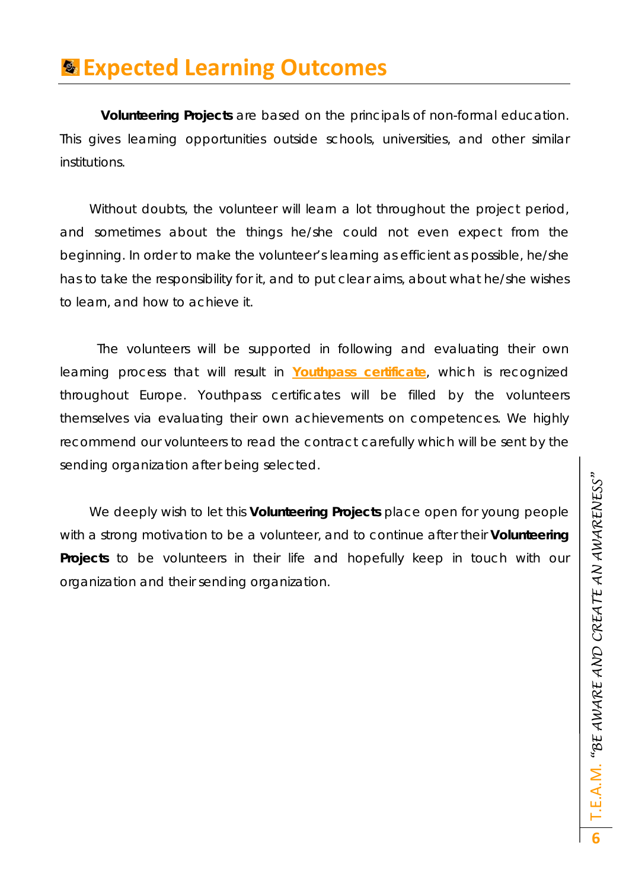# Expected Learning Outcomes

**Volunteering Projects** are based on the principals of non-formal education. This gives learning opportunities outside schools, universities, and other similar institutions.

Without doubts, the volunteer will learn a lot throughout the project period, and sometimes about the things he/she could not even expect from the beginning. In order to make the volunteer's learning as efficient as possible, he/she has to take the responsibility for it, and to put clear aims, about what he/she wishes to learn, and how to achieve it.

The volunteers will be supported in following and evaluating their own learning process that will result in **Youthpass certificate**, which is recognized throughout Europe. Youthpass certificates will be filled by the volunteers themselves via evaluating their own achievements on competences. We highly recommend our volunteers to read the contract carefully which will be sent by the sending organization after being selected.

We deeply wish to let this **Volunteering Projects** place open for young people with a strong motivation to be a volunteer, and to continue after their **Volunteering Projects** to be volunteers in their life and hopefully keep in touch with our organization and their sending organization.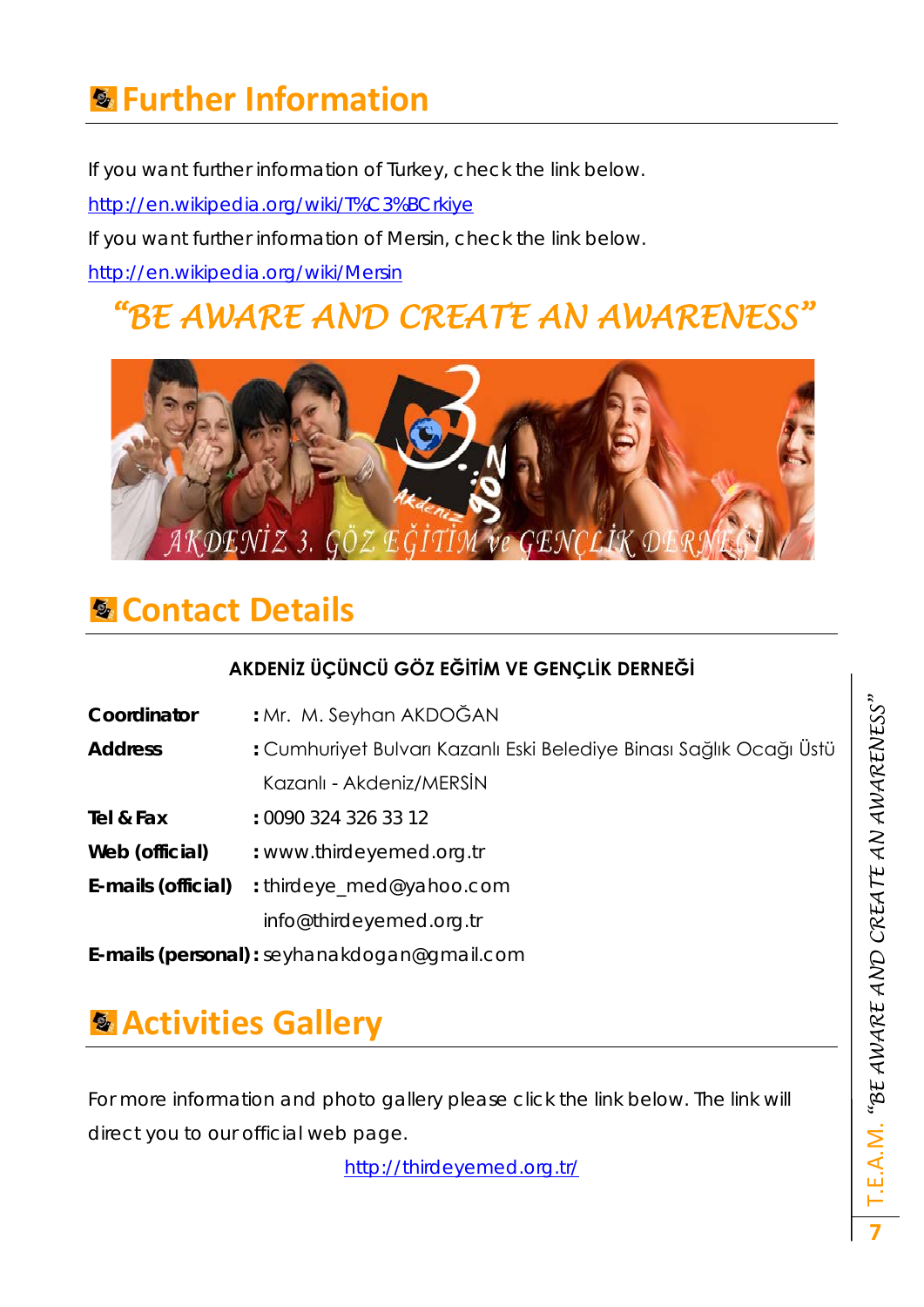## Further Information

If you want further information of Turkey, check the link below.

http://en.wikipedia.org/wiki/T%C3%BCrkiye

If you want further information of Mersin, check the link below.

http://en.wikipedia.org/wiki/Mersin

*"BE AWARE AND CREATE AN AWARENESS"*

## Contact Details

**AKDENİZ ÜÇÜNCÜ GÖZ EĞİTİM VE GENÇLİK DERNEĞİ**

**Coordinator** : Mr. M. Seyhan AKDOĞAN

**Address** : Cumhuriyet Bulvarı Kazanlı Eski Belediye Binası Sağlık Ocağı Üstü Kazanlı - Akdeniz/MERSİN

**Tel & Fax** : 0090 324 326 33 12

**Web (official)** : www.thirdeyemed.org.tr

**E-mails (official)** : thirdeye_med@yahoo.com
info@thirdeyemed.org.tr

**E-mails (personal)** : seyhanakdogan@gmail.com

## Activities Gallery

For more information and photo gallery please click the link below. The link will direct you to our official web page.

http://thirdeyemed.org.tr/